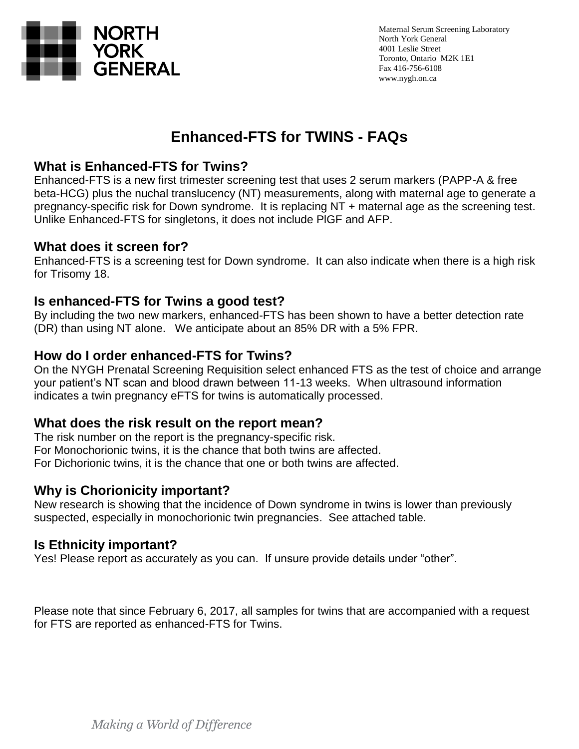**NORTH YORK GENERAL**

Maternal Serum Screening Laboratory
North York General
4001 Leslie Street
Toronto, Ontario M2K 1E1
Fax 416-756-6108
www.nygh.on.ca

# Enhanced-FTS for TWINS - FAQs

## What is Enhanced-FTS for Twins?

Enhanced-FTS is a new first trimester screening test that uses 2 serum markers (PAPP-A & free beta-HCG) plus the nuchal translucency (NT) measurements, along with maternal age to generate a pregnancy-specific risk for Down syndrome. It is replacing NT + maternal age as the screening test. Unlike Enhanced-FTS for singletons, it does not include PlGF and AFP.

## What does it screen for?

Enhanced-FTS is a screening test for Down syndrome. It can also indicate when there is a high risk for Trisomy 18.

## Is enhanced-FTS for Twins a good test?

By including the two new markers, enhanced-FTS has been shown to have a better detection rate (DR) than using NT alone. We anticipate about an 85% DR with a 5% FPR.

## How do I order enhanced-FTS for Twins?

On the NYGH Prenatal Screening Requisition select enhanced FTS as the test of choice and arrange your patient's NT scan and blood drawn between 11-13 weeks. When ultrasound information indicates a twin pregnancy eFTS for twins is automatically processed.

## What does the risk result on the report mean?

The risk number on the report is the pregnancy-specific risk.
For Monochorionic twins, it is the chance that both twins are affected.
For Dichorionic twins, it is the chance that one or both twins are affected.

## Why is Chorionicity important?

New research is showing that the incidence of Down syndrome in twins is lower than previously suspected, especially in monochorionic twin pregnancies. See attached table.

## Is Ethnicity important?

Yes! Please report as accurately as you can. If unsure provide details under "other".

Please note that since February 6, 2017, all samples for twins that are accompanied with a request for FTS are reported as enhanced-FTS for Twins.

*Making a World of Difference*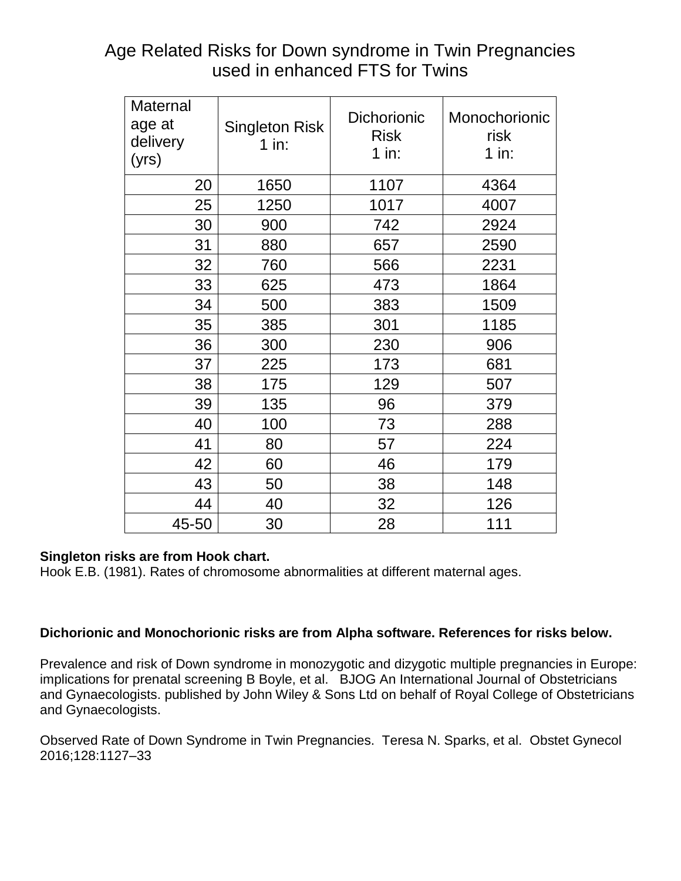# Age Related Risks for Down syndrome in Twin Pregnancies used in enhanced FTS for Twins

| Maternal age at delivery (yrs) | Singleton Risk 1 in: | Dichorionic Risk 1 in: | Monochorionic risk 1 in: |
|---|---|---|---|
| 20 | 1650 | 1107 | 4364 |
| 25 | 1250 | 1017 | 4007 |
| 30 | 900 | 742 | 2924 |
| 31 | 880 | 657 | 2590 |
| 32 | 760 | 566 | 2231 |
| 33 | 625 | 473 | 1864 |
| 34 | 500 | 383 | 1509 |
| 35 | 385 | 301 | 1185 |
| 36 | 300 | 230 | 906 |
| 37 | 225 | 173 | 681 |
| 38 | 175 | 129 | 507 |
| 39 | 135 | 96 | 379 |
| 40 | 100 | 73 | 288 |
| 41 | 80 | 57 | 224 |
| 42 | 60 | 46 | 179 |
| 43 | 50 | 38 | 148 |
| 44 | 40 | 32 | 126 |
| 45-50 | 30 | 28 | 111 |

**Singleton risks are from Hook chart.**
Hook E.B. (1981). Rates of chromosome abnormalities at different maternal ages.

**Dichorionic and Monochorionic risks are from Alpha software. References for risks below.**

Prevalence and risk of Down syndrome in monozygotic and dizygotic multiple pregnancies in Europe: implications for prenatal screening B Boyle, et al. BJOG An International Journal of Obstetricians and Gynaecologists. published by John Wiley & Sons Ltd on behalf of Royal College of Obstetricians and Gynaecologists.

Observed Rate of Down Syndrome in Twin Pregnancies. Teresa N. Sparks, et al. Obstet Gynecol 2016;128:1127–33